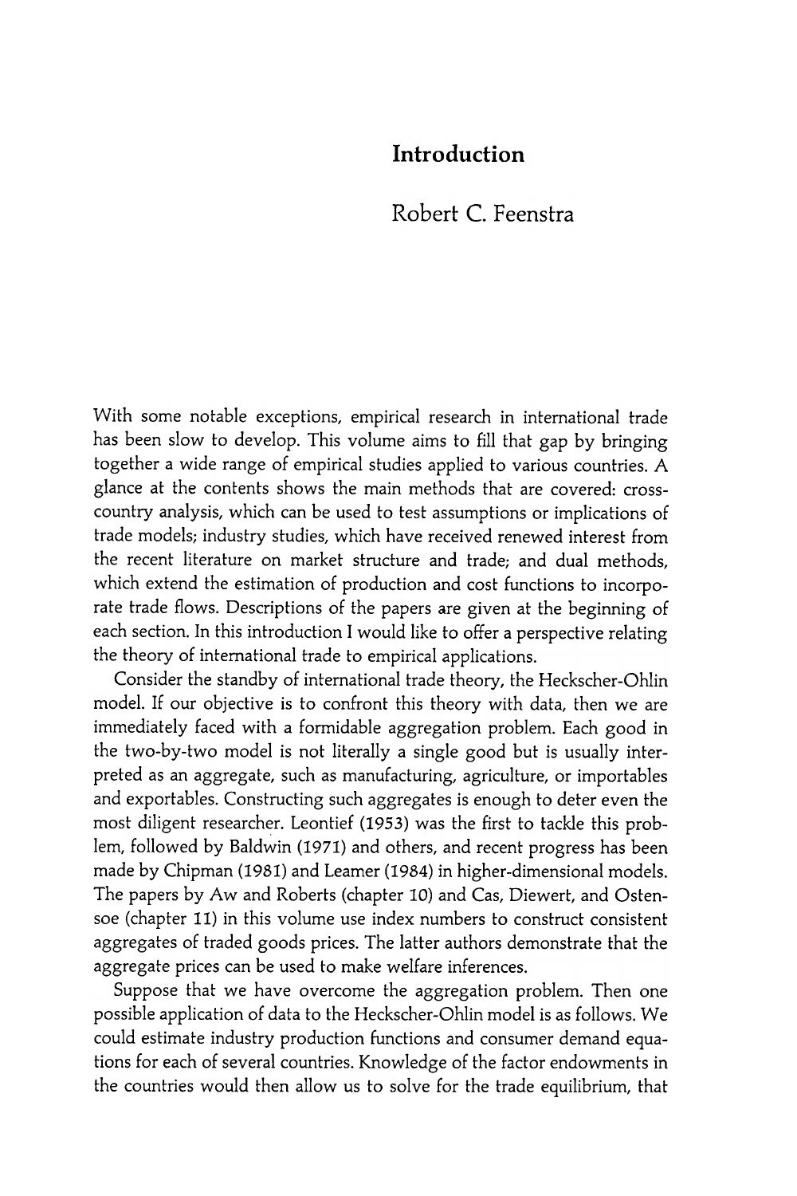# Introduction

Robert C. Feenstra

With some notable exceptions, empirical research in international trade has been slow to develop. This volume aims to fill that gap by bringing together a wide range of empirical studies applied to various countries. A glance at the contents shows the main methods that are covered: cross-country analysis, which can be used to test assumptions or implications of trade models; industry studies, which have received renewed interest from the recent literature on market structure and trade; and dual methods, which extend the estimation of production and cost functions to incorporate trade flows. Descriptions of the papers are given at the beginning of each section. In this introduction I would like to offer a perspective relating the theory of international trade to empirical applications.

Consider the standby of international trade theory, the Heckscher-Ohlin model. If our objective is to confront this theory with data, then we are immediately faced with a formidable aggregation problem. Each good in the two-by-two model is not literally a single good but is usually interpreted as an aggregate, such as manufacturing, agriculture, or importables and exportables. Constructing such aggregates is enough to deter even the most diligent researcher. Leontief (1953) was the first to tackle this problem, followed by Baldwin (1971) and others, and recent progress has been made by Chipman (1981) and Leamer (1984) in higher-dimensional models. The papers by Aw and Roberts (chapter 10) and Cas, Diewert, and Ostensoe (chapter 11) in this volume use index numbers to construct consistent aggregates of traded goods prices. The latter authors demonstrate that the aggregate prices can be used to make welfare inferences.

Suppose that we have overcome the aggregation problem. Then one possible application of data to the Heckscher-Ohlin model is as follows. We could estimate industry production functions and consumer demand equations for each of several countries. Knowledge of the factor endowments in the countries would then allow us to solve for the trade equilibrium, that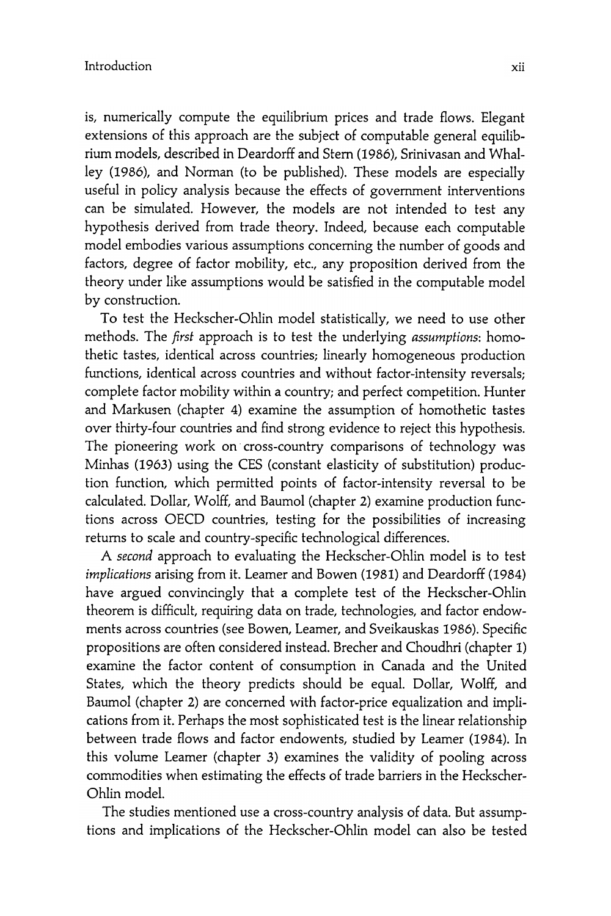is, numerically compute the equilibrium prices and trade flows. Elegant extensions of this approach are the subject of computable general equilibrium models, described in Deardorff and Stern (1986), Srinivasan and Whalley (1986), and Norman (to be published). These models are especially useful in policy analysis because the effects of government interventions can be simulated. However, the models are not intended to test any hypothesis derived from trade theory. Indeed, because each computable model embodies various assumptions concerning the number of goods and factors, degree of factor mobility, etc., any proposition derived from the theory under like assumptions would be satisfied in the computable model by construction.

To test the Heckscher-Ohlin model statistically, we need to use other methods. The *first* approach is to test the underlying *assumptions*: homothetic tastes, identical across countries; linearly homogeneous production functions, identical across countries and without factor-intensity reversals; complete factor mobility within a country; and perfect competition. Hunter and Markusen (chapter 4) examine the assumption of homothetic tastes over thirty-four countries and find strong evidence to reject this hypothesis. The pioneering work on cross-country comparisons of technology was Minhas (1963) using the CES (constant elasticity of substitution) production function, which permitted points of factor-intensity reversal to be calculated. Dollar, Wolff, and Baumol (chapter 2) examine production functions across OECD countries, testing for the possibilities of increasing returns to scale and country-specific technological differences.

A *second* approach to evaluating the Heckscher-Ohlin model is to test *implications* arising from it. Leamer and Bowen (1981) and Deardorff (1984) have argued convincingly that a complete test of the Heckscher-Ohlin theorem is difficult, requiring data on trade, technologies, and factor endowments across countries (see Bowen, Leamer, and Sveikauskas 1986). Specific propositions are often considered instead. Brecher and Choudhri (chapter 1) examine the factor content of consumption in Canada and the United States, which the theory predicts should be equal. Dollar, Wolff, and Baumol (chapter 2) are concerned with factor-price equalization and implications from it. Perhaps the most sophisticated test is the linear relationship between trade flows and factor endowents, studied by Leamer (1984). In this volume Leamer (chapter 3) examines the validity of pooling across commodities when estimating the effects of trade barriers in the Heckscher-Ohlin model.

The studies mentioned use a cross-country analysis of data. But assumptions and implications of the Heckscher-Ohlin model can also be tested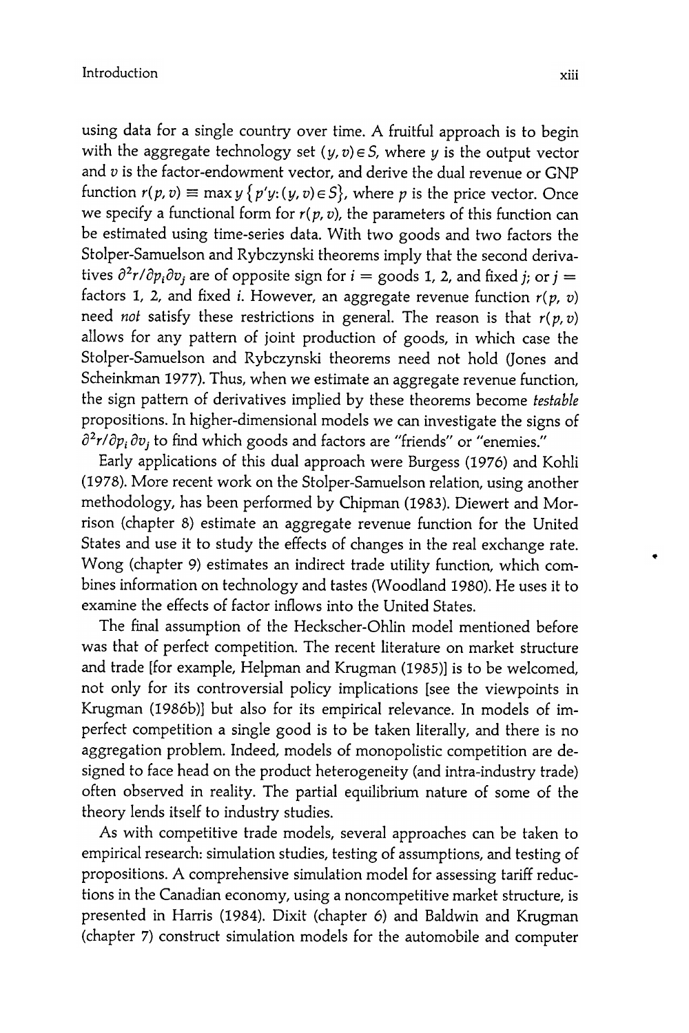using data for a single country over time. A fruitful approach is to begin with the aggregate technology set $(y, v) \in S$, where $y$ is the output vector and $v$ is the factor-endowment vector, and derive the dual revenue or GNP function $r(p, v) \equiv \max_y \{p'y: (y, v) \in S\}$, where $p$ is the price vector. Once we specify a functional form for $r(p, v)$, the parameters of this function can be estimated using time-series data. With two goods and two factors the Stolper-Samuelson and Rybczynski theorems imply that the second derivatives $\partial^2 r/\partial p_i \partial v_j$ are of opposite sign for $i =$ goods 1, 2, and fixed $j$; or $j =$ factors 1, 2, and fixed $i$. However, an aggregate revenue function $r(p, v)$ need *not* satisfy these restrictions in general. The reason is that $r(p, v)$ allows for any pattern of joint production of goods, in which case the Stolper-Samuelson and Rybczynski theorems need not hold (Jones and Scheinkman 1977). Thus, when we estimate an aggregate revenue function, the sign pattern of derivatives implied by these theorems become *testable* propositions. In higher-dimensional models we can investigate the signs of $\partial^2 r/\partial p_i \partial v_j$ to find which goods and factors are "friends" or "enemies."

Early applications of this dual approach were Burgess (1976) and Kohli (1978). More recent work on the Stolper-Samuelson relation, using another methodology, has been performed by Chipman (1983). Diewert and Morrison (chapter 8) estimate an aggregate revenue function for the United States and use it to study the effects of changes in the real exchange rate. Wong (chapter 9) estimates an indirect trade utility function, which combines information on technology and tastes (Woodland 1980). He uses it to examine the effects of factor inflows into the United States.

The final assumption of the Heckscher-Ohlin model mentioned before was that of perfect competition. The recent literature on market structure and trade [for example, Helpman and Krugman (1985)] is to be welcomed, not only for its controversial policy implications [see the viewpoints in Krugman (1986b)] but also for its empirical relevance. In models of imperfect competition a single good is to be taken literally, and there is no aggregation problem. Indeed, models of monopolistic competition are designed to face head on the product heterogeneity (and intra-industry trade) often observed in reality. The partial equilibrium nature of some of the theory lends itself to industry studies.

As with competitive trade models, several approaches can be taken to empirical research: simulation studies, testing of assumptions, and testing of propositions. A comprehensive simulation model for assessing tariff reductions in the Canadian economy, using a noncompetitive market structure, is presented in Harris (1984). Dixit (chapter 6) and Baldwin and Krugman (chapter 7) construct simulation models for the automobile and computer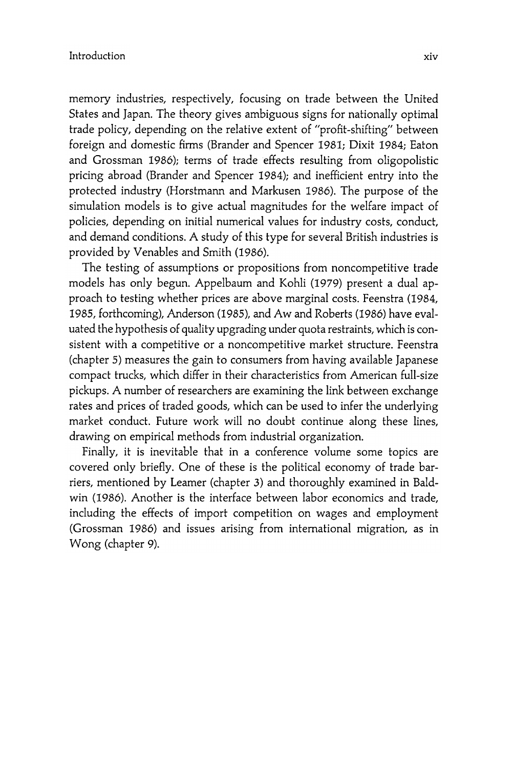memory industries, respectively, focusing on trade between the United States and Japan. The theory gives ambiguous signs for nationally optimal trade policy, depending on the relative extent of "profit-shifting" between foreign and domestic firms (Brander and Spencer 1981; Dixit 1984; Eaton and Grossman 1986); terms of trade effects resulting from oligopolistic pricing abroad (Brander and Spencer 1984); and inefficient entry into the protected industry (Horstmann and Markusen 1986). The purpose of the simulation models is to give actual magnitudes for the welfare impact of policies, depending on initial numerical values for industry costs, conduct, and demand conditions. A study of this type for several British industries is provided by Venables and Smith (1986).

The testing of assumptions or propositions from noncompetitive trade models has only begun. Appelbaum and Kohli (1979) present a dual approach to testing whether prices are above marginal costs. Feenstra (1984, 1985, forthcoming), Anderson (1985), and Aw and Roberts (1986) have evaluated the hypothesis of quality upgrading under quota restraints, which is consistent with a competitive or a noncompetitive market structure. Feenstra (chapter 5) measures the gain to consumers from having available Japanese compact trucks, which differ in their characteristics from American full-size pickups. A number of researchers are examining the link between exchange rates and prices of traded goods, which can be used to infer the underlying market conduct. Future work will no doubt continue along these lines, drawing on empirical methods from industrial organization.

Finally, it is inevitable that in a conference volume some topics are covered only briefly. One of these is the political economy of trade barriers, mentioned by Leamer (chapter 3) and thoroughly examined in Baldwin (1986). Another is the interface between labor economics and trade, including the effects of import competition on wages and employment (Grossman 1986) and issues arising from international migration, as in Wong (chapter 9).